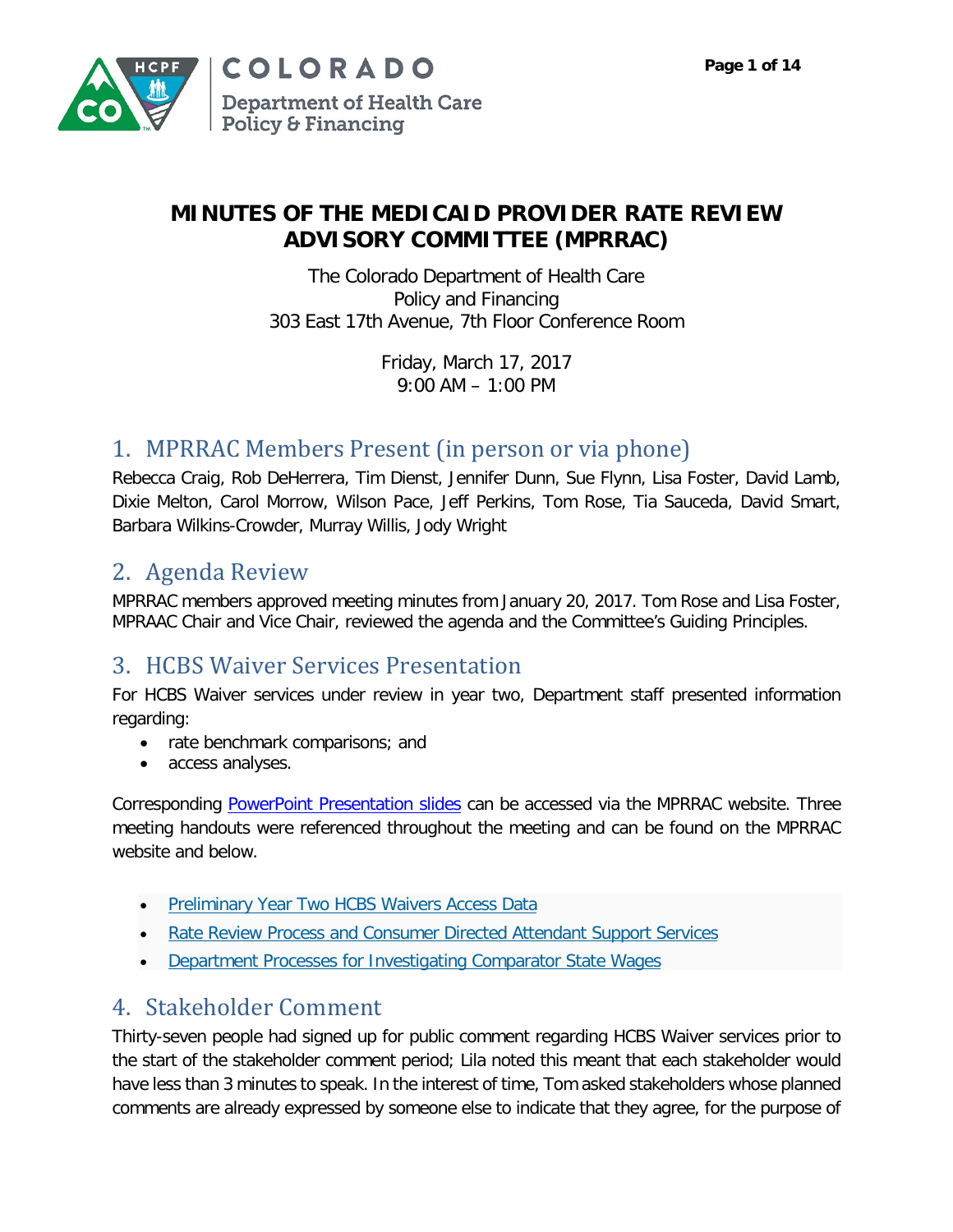# MINUTES OF THE MEDICAID PROVIDER RATE REVIEW ADVISORY COMMITTEE (MPRRAC)

The Colorado Department of Health Care Policy and Financing
303 East 17th Avenue, 7th Floor Conference Room

Friday, March 17, 2017
9:00 AM – 1:00 PM

## 1. MPRRAC Members Present (in person or via phone)

Rebecca Craig, Rob DeHerrera, Tim Dienst, Jennifer Dunn, Sue Flynn, Lisa Foster, David Lamb, Dixie Melton, Carol Morrow, Wilson Pace, Jeff Perkins, Tom Rose, Tia Sauceda, David Smart, Barbara Wilkins-Crowder, Murray Willis, Jody Wright

## 2. Agenda Review

MPRRAC members approved meeting minutes from January 20, 2017. Tom Rose and Lisa Foster, MPRAAC Chair and Vice Chair, reviewed the agenda and the Committee's Guiding Principles.

## 3. HCBS Waiver Services Presentation

For HCBS Waiver services under review in year two, Department staff presented information regarding:

- rate benchmark comparisons; and
- access analyses.

Corresponding PowerPoint Presentation slides can be accessed via the MPRRAC website. Three meeting handouts were referenced throughout the meeting and can be found on the MPRRAC website and below.

- Preliminary Year Two HCBS Waivers Access Data
- Rate Review Process and Consumer Directed Attendant Support Services
- Department Processes for Investigating Comparator State Wages

## 4. Stakeholder Comment

Thirty-seven people had signed up for public comment regarding HCBS Waiver services prior to the start of the stakeholder comment period; Lila noted this meant that each stakeholder would have less than 3 minutes to speak. In the interest of time, Tom asked stakeholders whose planned comments are already expressed by someone else to indicate that they agree, for the purpose of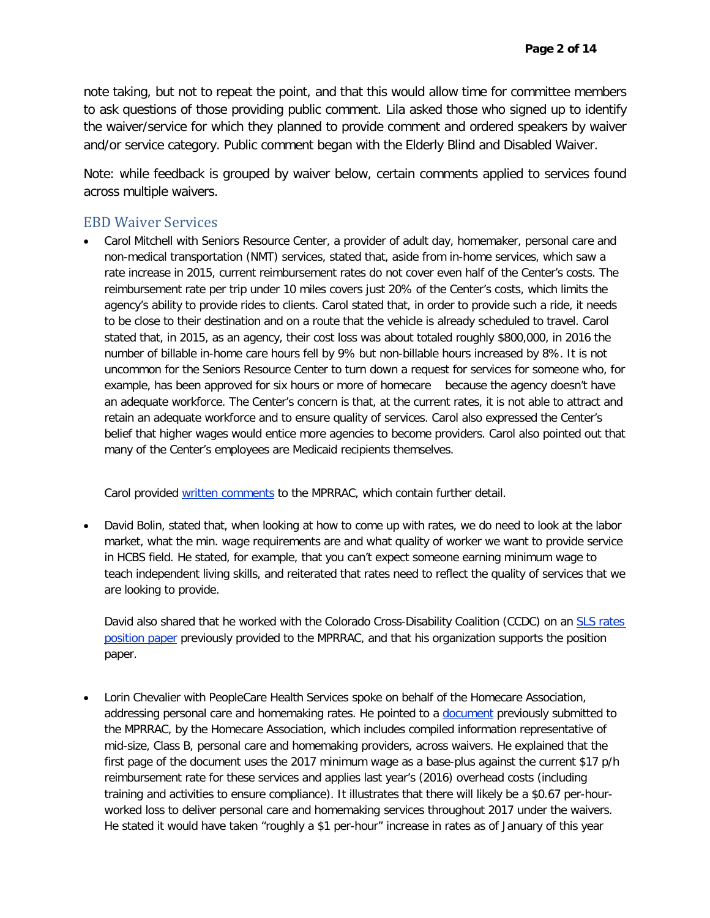note taking, but not to repeat the point, and that this would allow time for committee members to ask questions of those providing public comment. Lila asked those who signed up to identify the waiver/service for which they planned to provide comment and ordered speakers by waiver and/or service category. Public comment began with the Elderly Blind and Disabled Waiver.

Note: while feedback is grouped by waiver below, certain comments applied to services found across multiple waivers.

## EBD Waiver Services

- Carol Mitchell with Seniors Resource Center, a provider of adult day, homemaker, personal care and non-medical transportation (NMT) services, stated that, aside from in-home services, which saw a rate increase in 2015, current reimbursement rates do not cover even half of the Center's costs. The reimbursement rate per trip under 10 miles covers just 20% of the Center's costs, which limits the agency's ability to provide rides to clients. Carol stated that, in order to provide such a ride, it needs to be close to their destination and on a route that the vehicle is already scheduled to travel. Carol stated that, in 2015, as an agency, their cost loss was about totaled roughly $800,000, in 2016 the number of billable in-home care hours fell by 9% but non-billable hours increased by 8%. It is not uncommon for the Seniors Resource Center to turn down a request for services for someone who, for example, has been approved for six hours or more of homecare because the agency doesn't have an adequate workforce. The Center's concern is that, at the current rates, it is not able to attract and retain an adequate workforce and to ensure quality of services. Carol also expressed the Center's belief that higher wages would entice more agencies to become providers. Carol also pointed out that many of the Center's employees are Medicaid recipients themselves.

  Carol provided written comments to the MPRRAC, which contain further detail.

- David Bolin, stated that, when looking at how to come up with rates, we do need to look at the labor market, what the min. wage requirements are and what quality of worker we want to provide service in HCBS field. He stated, for example, that you can't expect someone earning minimum wage to teach independent living skills, and reiterated that rates need to reflect the quality of services that we are looking to provide.

  David also shared that he worked with the Colorado Cross-Disability Coalition (CCDC) on an SLS rates position paper previously provided to the MPRRAC, and that his organization supports the position paper.

- Lorin Chevalier with PeopleCare Health Services spoke on behalf of the Homecare Association, addressing personal care and homemaking rates. He pointed to a document previously submitted to the MPRRAC, by the Homecare Association, which includes compiled information representative of mid-size, Class B, personal care and homemaking providers, across waivers. He explained that the first page of the document uses the 2017 minimum wage as a base-plus against the current $17 p/h reimbursement rate for these services and applies last year's (2016) overhead costs (including training and activities to ensure compliance). It illustrates that there will likely be a $0.67 per-hour-worked loss to deliver personal care and homemaking services throughout 2017 under the waivers. He stated it would have taken "roughly a $1 per-hour" increase in rates as of January of this year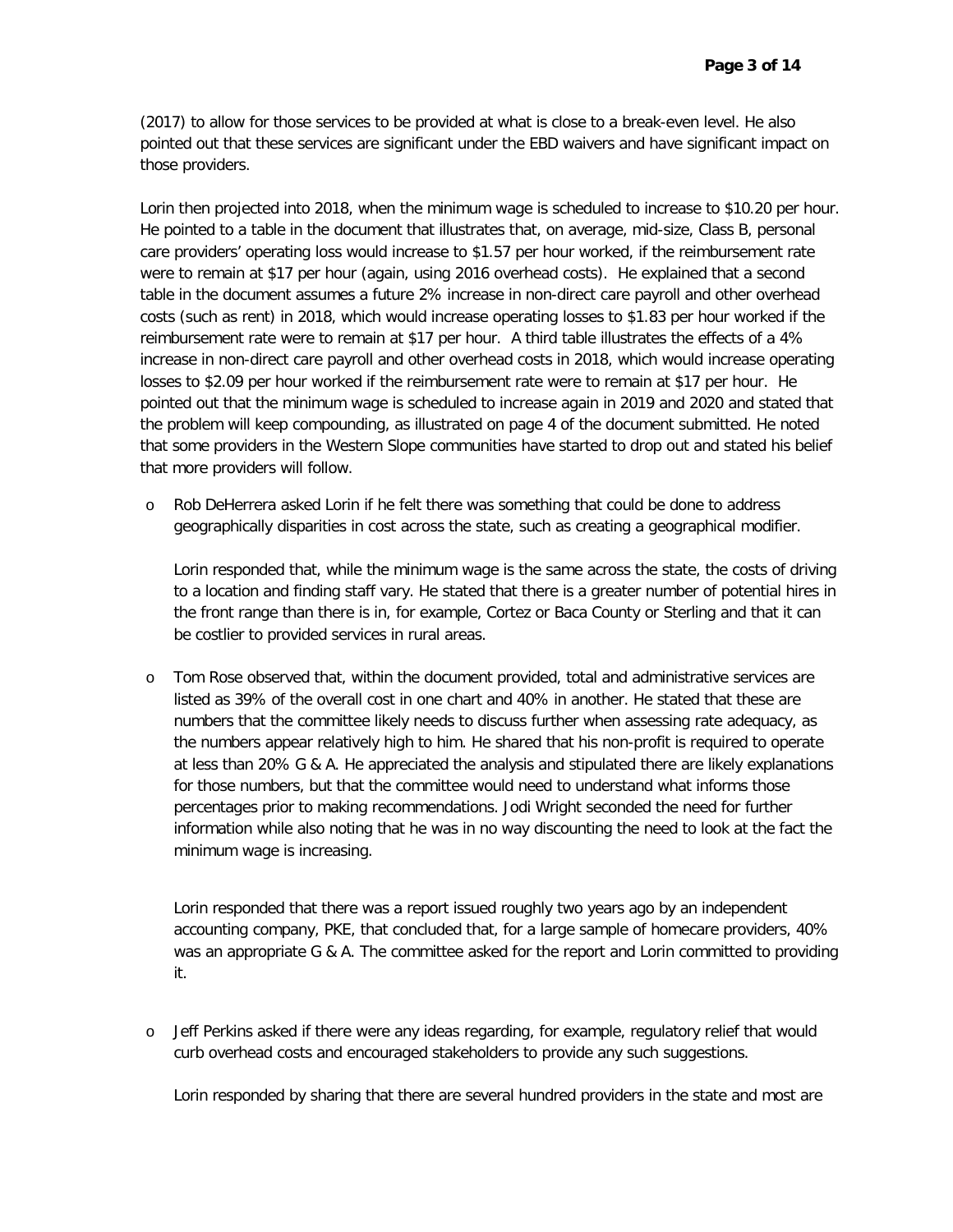(2017) to allow for those services to be provided at what is close to a break-even level. He also pointed out that these services are significant under the EBD waivers and have significant impact on those providers.

Lorin then projected into 2018, when the minimum wage is scheduled to increase to $10.20 per hour. He pointed to a table in the document that illustrates that, on average, mid-size, Class B, personal care providers' operating loss would increase to $1.57 per hour worked, if the reimbursement rate were to remain at $17 per hour (again, using 2016 overhead costs). He explained that a second table in the document assumes a future 2% increase in non-direct care payroll and other overhead costs (such as rent) in 2018, which would increase operating losses to $1.83 per hour worked if the reimbursement rate were to remain at $17 per hour. A third table illustrates the effects of a 4% increase in non-direct care payroll and other overhead costs in 2018, which would increase operating losses to $2.09 per hour worked if the reimbursement rate were to remain at $17 per hour. He pointed out that the minimum wage is scheduled to increase again in 2019 and 2020 and stated that the problem will keep compounding, as illustrated on page 4 of the document submitted. He noted that some providers in the Western Slope communities have started to drop out and stated his belief that more providers will follow.

- Rob DeHerrera asked Lorin if he felt there was something that could be done to address geographically disparities in cost across the state, such as creating a geographical modifier.

  Lorin responded that, while the minimum wage is the same across the state, the costs of driving to a location and finding staff vary. He stated that there is a greater number of potential hires in the front range than there is in, for example, Cortez or Baca County or Sterling and that it can be costlier to provided services in rural areas.

- Tom Rose observed that, within the document provided, total and administrative services are listed as 39% of the overall cost in one chart and 40% in another. He stated that these are numbers that the committee likely needs to discuss further when assessing rate adequacy, as the numbers appear relatively high to him. He shared that his non-profit is required to operate at less than 20% G & A. He appreciated the analysis and stipulated there are likely explanations for those numbers, but that the committee would need to understand what informs those percentages prior to making recommendations. Jodi Wright seconded the need for further information while also noting that he was in no way discounting the need to look at the fact the minimum wage is increasing.

  Lorin responded that there was a report issued roughly two years ago by an independent accounting company, PKE, that concluded that, for a large sample of homecare providers, 40% was an appropriate G & A. The committee asked for the report and Lorin committed to providing it.

- Jeff Perkins asked if there were any ideas regarding, for example, regulatory relief that would curb overhead costs and encouraged stakeholders to provide any such suggestions.

  Lorin responded by sharing that there are several hundred providers in the state and most are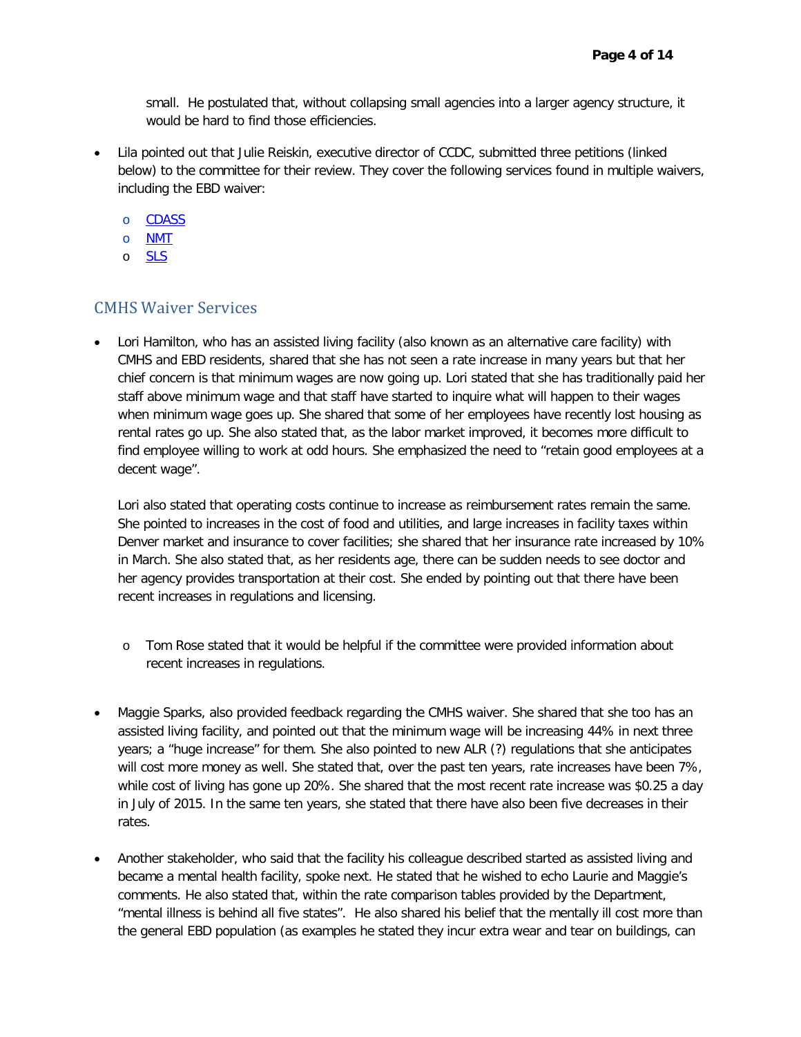small. He postulated that, without collapsing small agencies into a larger agency structure, it would be hard to find those efficiencies.

- Lila pointed out that Julie Reiskin, executive director of CCDC, submitted three petitions (linked below) to the committee for their review. They cover the following services found in multiple waivers, including the EBD waiver:
  - CDASS
  - NMT
  - SLS

## CMHS Waiver Services

- Lori Hamilton, who has an assisted living facility (also known as an alternative care facility) with CMHS and EBD residents, shared that she has not seen a rate increase in many years but that her chief concern is that minimum wages are now going up. Lori stated that she has traditionally paid her staff above minimum wage and that staff have started to inquire what will happen to their wages when minimum wage goes up. She shared that some of her employees have recently lost housing as rental rates go up. She also stated that, as the labor market improved, it becomes more difficult to find employee willing to work at odd hours. She emphasized the need to "retain good employees at a decent wage".

  Lori also stated that operating costs continue to increase as reimbursement rates remain the same. She pointed to increases in the cost of food and utilities, and large increases in facility taxes within Denver market and insurance to cover facilities; she shared that her insurance rate increased by 10% in March. She also stated that, as her residents age, there can be sudden needs to see doctor and her agency provides transportation at their cost. She ended by pointing out that there have been recent increases in regulations and licensing.

  - Tom Rose stated that it would be helpful if the committee were provided information about recent increases in regulations.

- Maggie Sparks, also provided feedback regarding the CMHS waiver. She shared that she too has an assisted living facility, and pointed out that the minimum wage will be increasing 44% in next three years; a "huge increase" for them. She also pointed to new ALR (?) regulations that she anticipates will cost more money as well. She stated that, over the past ten years, rate increases have been 7%, while cost of living has gone up 20%. She shared that the most recent rate increase was $0.25 a day in July of 2015. In the same ten years, she stated that there have also been five decreases in their rates.

- Another stakeholder, who said that the facility his colleague described started as assisted living and became a mental health facility, spoke next. He stated that he wished to echo Laurie and Maggie's comments. He also stated that, within the rate comparison tables provided by the Department, "mental illness is behind all five states". He also shared his belief that the mentally ill cost more than the general EBD population (as examples he stated they incur extra wear and tear on buildings, can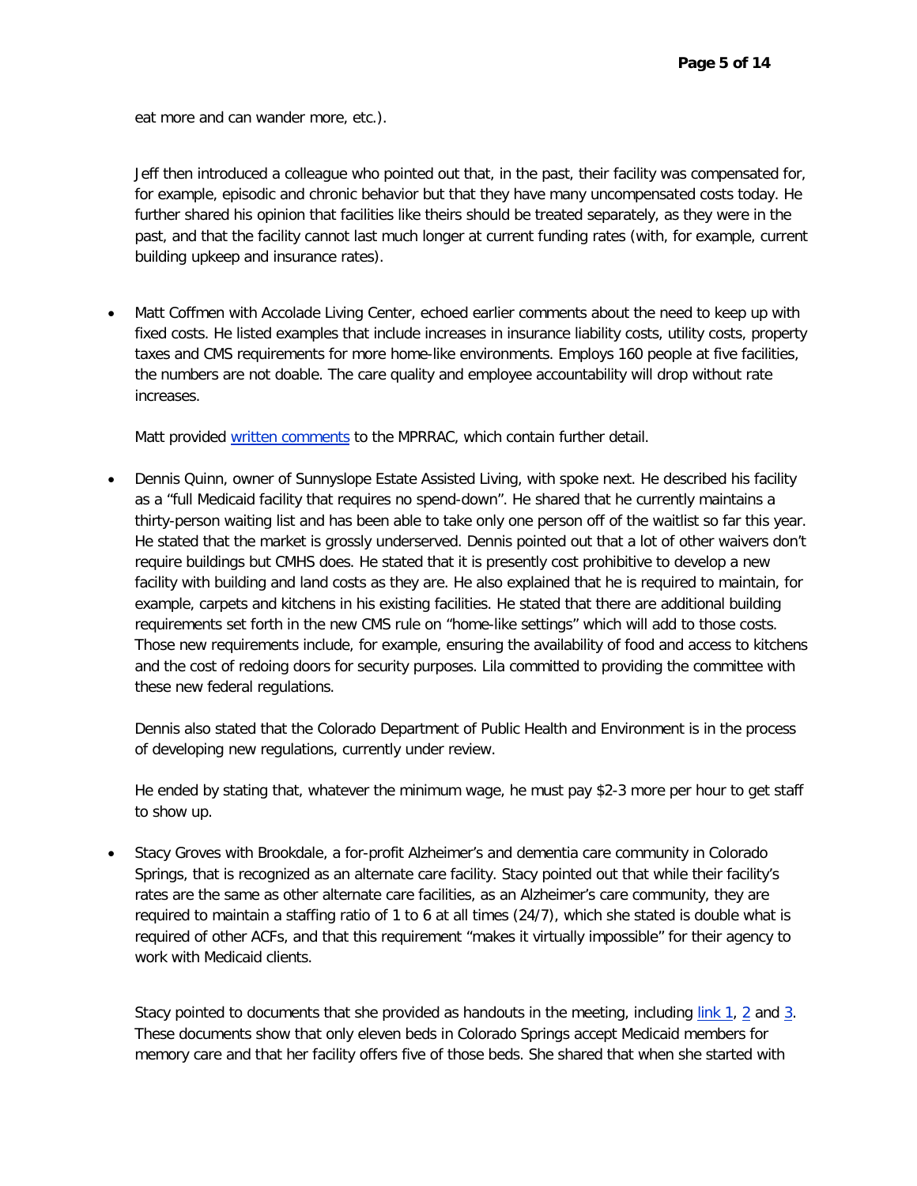eat more and can wander more, etc.).

Jeff then introduced a colleague who pointed out that, in the past, their facility was compensated for, for example, episodic and chronic behavior but that they have many uncompensated costs today. He further shared his opinion that facilities like theirs should be treated separately, as they were in the past, and that the facility cannot last much longer at current funding rates (with, for example, current building upkeep and insurance rates).

- Matt Coffmen with Accolade Living Center, echoed earlier comments about the need to keep up with fixed costs. He listed examples that include increases in insurance liability costs, utility costs, property taxes and CMS requirements for more home-like environments. Employs 160 people at five facilities, the numbers are not doable. The care quality and employee accountability will drop without rate increases.

  Matt provided written comments to the MPRRAC, which contain further detail.

- Dennis Quinn, owner of Sunnyslope Estate Assisted Living, with spoke next. He described his facility as a "full Medicaid facility that requires no spend-down". He shared that he currently maintains a thirty-person waiting list and has been able to take only one person off of the waitlist so far this year. He stated that the market is grossly underserved. Dennis pointed out that a lot of other waivers don't require buildings but CMHS does. He stated that it is presently cost prohibitive to develop a new facility with building and land costs as they are. He also explained that he is required to maintain, for example, carpets and kitchens in his existing facilities. He stated that there are additional building requirements set forth in the new CMS rule on "home-like settings" which will add to those costs. Those new requirements include, for example, ensuring the availability of food and access to kitchens and the cost of redoing doors for security purposes. Lila committed to providing the committee with these new federal regulations.

  Dennis also stated that the Colorado Department of Public Health and Environment is in the process of developing new regulations, currently under review.

  He ended by stating that, whatever the minimum wage, he must pay $2-3 more per hour to get staff to show up.

- Stacy Groves with Brookdale, a for-profit Alzheimer's and dementia care community in Colorado Springs, that is recognized as an alternate care facility. Stacy pointed out that while their facility's rates are the same as other alternate care facilities, as an Alzheimer's care community, they are required to maintain a staffing ratio of 1 to 6 at all times (24/7), which she stated is double what is required of other ACFs, and that this requirement "makes it virtually impossible" for their agency to work with Medicaid clients.

  Stacy pointed to documents that she provided as handouts in the meeting, including link 1, 2 and 3. These documents show that only eleven beds in Colorado Springs accept Medicaid members for memory care and that her facility offers five of those beds. She shared that when she started with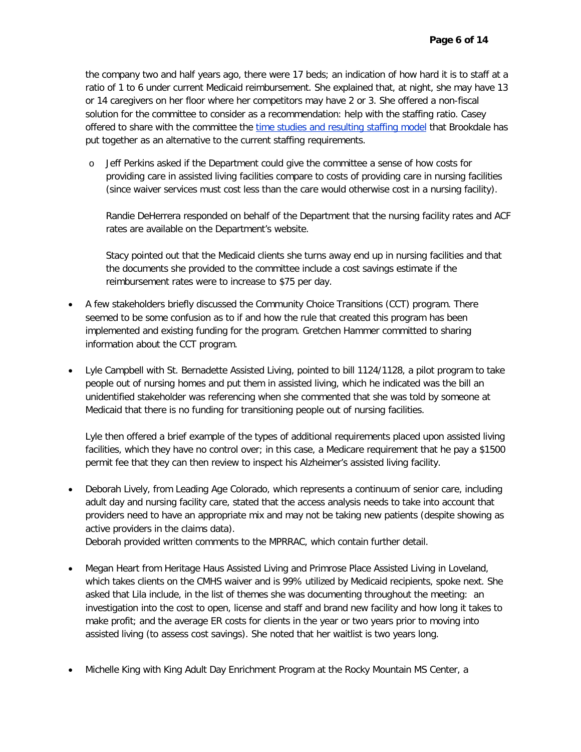the company two and half years ago, there were 17 beds; an indication of how hard it is to staff at a ratio of 1 to 6 under current Medicaid reimbursement. She explained that, at night, she may have 13 or 14 caregivers on her floor where her competitors may have 2 or 3. She offered a non-fiscal solution for the committee to consider as a recommendation: help with the staffing ratio. Casey offered to share with the committee the time studies and resulting staffing model that Brookdale has put together as an alternative to the current staffing requirements.

- Jeff Perkins asked if the Department could give the committee a sense of how costs for providing care in assisted living facilities compare to costs of providing care in nursing facilities (since waiver services must cost less than the care would otherwise cost in a nursing facility).

  Randie DeHerrera responded on behalf of the Department that the nursing facility rates and ACF rates are available on the Department's website.

  Stacy pointed out that the Medicaid clients she turns away end up in nursing facilities and that the documents she provided to the committee include a cost savings estimate if the reimbursement rates were to increase to $75 per day.

- A few stakeholders briefly discussed the Community Choice Transitions (CCT) program. There seemed to be some confusion as to if and how the rule that created this program has been implemented and existing funding for the program. Gretchen Hammer committed to sharing information about the CCT program.

- Lyle Campbell with St. Bernadette Assisted Living, pointed to bill 1124/1128, a pilot program to take people out of nursing homes and put them in assisted living, which he indicated was the bill an unidentified stakeholder was referencing when she commented that she was told by someone at Medicaid that there is no funding for transitioning people out of nursing facilities.

  Lyle then offered a brief example of the types of additional requirements placed upon assisted living facilities, which they have no control over; in this case, a Medicare requirement that he pay a $1500 permit fee that they can then review to inspect his Alzheimer's assisted living facility.

- Deborah Lively, from Leading Age Colorado, which represents a continuum of senior care, including adult day and nursing facility care, stated that the access analysis needs to take into account that providers need to have an appropriate mix and may not be taking new patients (despite showing as active providers in the claims data).
  Deborah provided written comments to the MPRRAC, which contain further detail.

- Megan Heart from Heritage Haus Assisted Living and Primrose Place Assisted Living in Loveland, which takes clients on the CMHS waiver and is 99% utilized by Medicaid recipients, spoke next. She asked that Lila include, in the list of themes she was documenting throughout the meeting: an investigation into the cost to open, license and staff and brand new facility and how long it takes to make profit; and the average ER costs for clients in the year or two years prior to moving into assisted living (to assess cost savings). She noted that her waitlist is two years long.

- Michelle King with King Adult Day Enrichment Program at the Rocky Mountain MS Center, a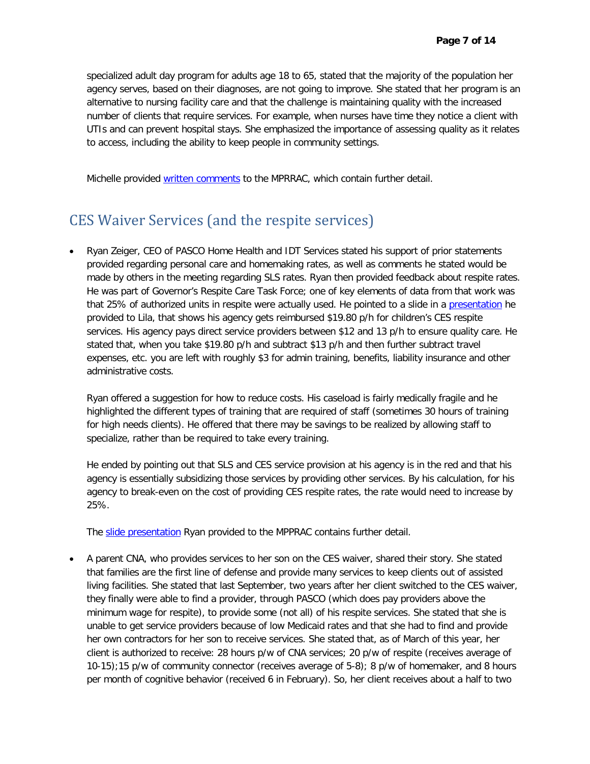specialized adult day program for adults age 18 to 65, stated that the majority of the population her agency serves, based on their diagnoses, are not going to improve. She stated that her program is an alternative to nursing facility care and that the challenge is maintaining quality with the increased number of clients that require services. For example, when nurses have time they notice a client with UTIs and can prevent hospital stays. She emphasized the importance of assessing quality as it relates to access, including the ability to keep people in community settings.

Michelle provided written comments to the MPRRAC, which contain further detail.

## CES Waiver Services (and the respite services)

- Ryan Zeiger, CEO of PASCO Home Health and IDT Services stated his support of prior statements provided regarding personal care and homemaking rates, as well as comments he stated would be made by others in the meeting regarding SLS rates. Ryan then provided feedback about respite rates. He was part of Governor's Respite Care Task Force; one of key elements of data from that work was that 25% of authorized units in respite were actually used. He pointed to a slide in a presentation he provided to Lila, that shows his agency gets reimbursed $19.80 p/h for children's CES respite services. His agency pays direct service providers between $12 and 13 p/h to ensure quality care. He stated that, when you take $19.80 p/h and subtract $13 p/h and then further subtract travel expenses, etc. you are left with roughly $3 for admin training, benefits, liability insurance and other administrative costs.

  Ryan offered a suggestion for how to reduce costs. His caseload is fairly medically fragile and he highlighted the different types of training that are required of staff (sometimes 30 hours of training for high needs clients). He offered that there may be savings to be realized by allowing staff to specialize, rather than be required to take every training.

  He ended by pointing out that SLS and CES service provision at his agency is in the red and that his agency is essentially subsidizing those services by providing other services. By his calculation, for his agency to break-even on the cost of providing CES respite rates, the rate would need to increase by 25%.

  The slide presentation Ryan provided to the MPPRAC contains further detail.

- A parent CNA, who provides services to her son on the CES waiver, shared their story. She stated that families are the first line of defense and provide many services to keep clients out of assisted living facilities. She stated that last September, two years after her client switched to the CES waiver, they finally were able to find a provider, through PASCO (which does pay providers above the minimum wage for respite), to provide some (not all) of his respite services. She stated that she is unable to get service providers because of low Medicaid rates and that she had to find and provide her own contractors for her son to receive services. She stated that, as of March of this year, her client is authorized to receive: 28 hours p/w of CNA services; 20 p/w of respite (receives average of 10-15);15 p/w of community connector (receives average of 5-8); 8 p/w of homemaker, and 8 hours per month of cognitive behavior (received 6 in February). So, her client receives about a half to two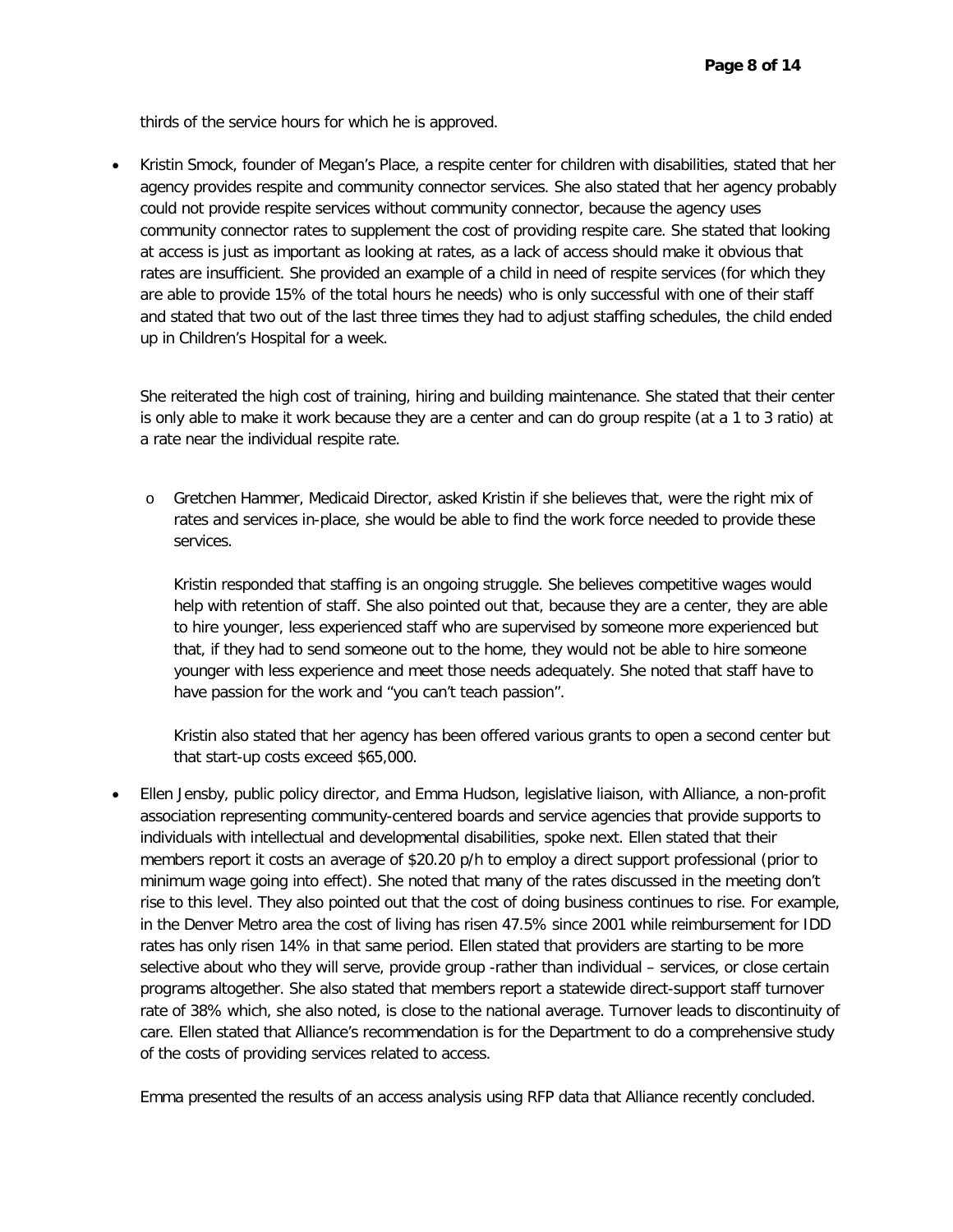thirds of the service hours for which he is approved.

- Kristin Smock, founder of Megan's Place, a respite center for children with disabilities, stated that her agency provides respite and community connector services. She also stated that her agency probably could not provide respite services without community connector, because the agency uses community connector rates to supplement the cost of providing respite care. She stated that looking at access is just as important as looking at rates, as a lack of access should make it obvious that rates are insufficient. She provided an example of a child in need of respite services (for which they are able to provide 15% of the total hours he needs) who is only successful with one of their staff and stated that two out of the last three times they had to adjust staffing schedules, the child ended up in Children's Hospital for a week.

  She reiterated the high cost of training, hiring and building maintenance. She stated that their center is only able to make it work because they are a center and can do group respite (at a 1 to 3 ratio) at a rate near the individual respite rate.

  - Gretchen Hammer, Medicaid Director, asked Kristin if she believes that, were the right mix of rates and services in-place, she would be able to find the work force needed to provide these services.

    Kristin responded that staffing is an ongoing struggle. She believes competitive wages would help with retention of staff. She also pointed out that, because they are a center, they are able to hire younger, less experienced staff who are supervised by someone more experienced but that, if they had to send someone out to the home, they would not be able to hire someone younger with less experience and meet those needs adequately. She noted that staff have to have passion for the work and "you can't teach passion".

    Kristin also stated that her agency has been offered various grants to open a second center but that start-up costs exceed $65,000.

- Ellen Jensby, public policy director, and Emma Hudson, legislative liaison, with Alliance, a non-profit association representing community-centered boards and service agencies that provide supports to individuals with intellectual and developmental disabilities, spoke next. Ellen stated that their members report it costs an average of $20.20 p/h to employ a direct support professional (prior to minimum wage going into effect). She noted that many of the rates discussed in the meeting don't rise to this level. They also pointed out that the cost of doing business continues to rise. For example, in the Denver Metro area the cost of living has risen 47.5% since 2001 while reimbursement for IDD rates has only risen 14% in that same period. Ellen stated that providers are starting to be more selective about who they will serve, provide group -rather than individual – services, or close certain programs altogether. She also stated that members report a statewide direct-support staff turnover rate of 38% which, she also noted, is close to the national average. Turnover leads to discontinuity of care. Ellen stated that Alliance's recommendation is for the Department to do a comprehensive study of the costs of providing services related to access.

  Emma presented the results of an access analysis using RFP data that Alliance recently concluded.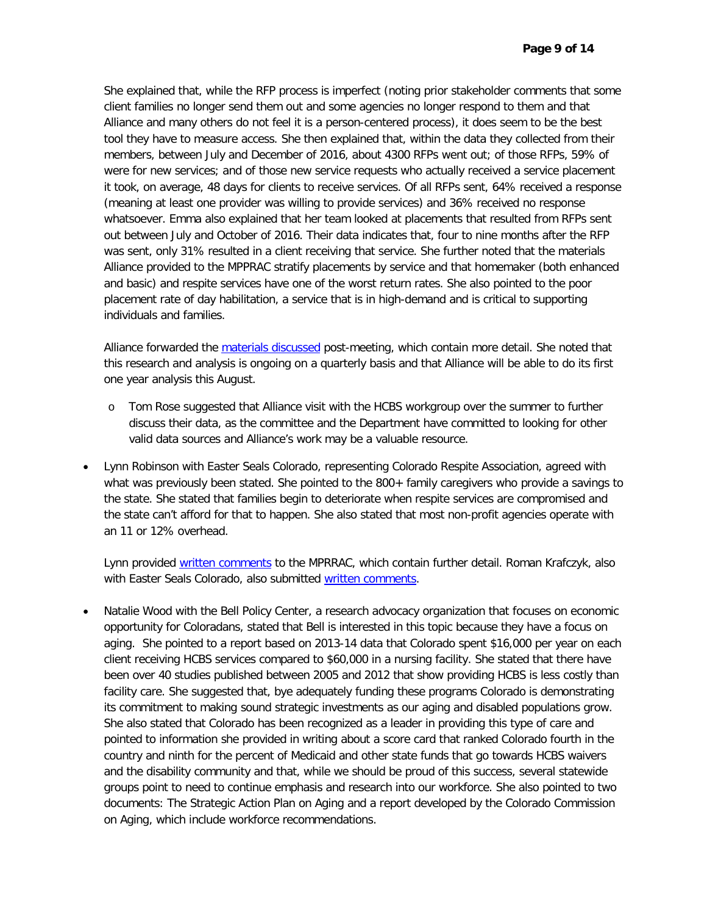She explained that, while the RFP process is imperfect (noting prior stakeholder comments that some client families no longer send them out and some agencies no longer respond to them and that Alliance and many others do not feel it is a person-centered process), it does seem to be the best tool they have to measure access. She then explained that, within the data they collected from their members, between July and December of 2016, about 4300 RFPs went out; of those RFPs, 59% of were for new services; and of those new service requests who actually received a service placement it took, on average, 48 days for clients to receive services. Of all RFPs sent, 64% received a response (meaning at least one provider was willing to provide services) and 36% received no response whatsoever. Emma also explained that her team looked at placements that resulted from RFPs sent out between July and October of 2016. Their data indicates that, four to nine months after the RFP was sent, only 31% resulted in a client receiving that service. She further noted that the materials Alliance provided to the MPPRAC stratify placements by service and that homemaker (both enhanced and basic) and respite services have one of the worst return rates. She also pointed to the poor placement rate of day habilitation, a service that is in high-demand and is critical to supporting individuals and families.

Alliance forwarded the materials discussed post-meeting, which contain more detail. She noted that this research and analysis is ongoing on a quarterly basis and that Alliance will be able to do its first one year analysis this August.

  - Tom Rose suggested that Alliance visit with the HCBS workgroup over the summer to further discuss their data, as the committee and the Department have committed to looking for other valid data sources and Alliance's work may be a valuable resource.

- Lynn Robinson with Easter Seals Colorado, representing Colorado Respite Association, agreed with what was previously been stated. She pointed to the 800+ family caregivers who provide a savings to the state. She stated that families begin to deteriorate when respite services are compromised and the state can't afford for that to happen. She also stated that most non-profit agencies operate with an 11 or 12% overhead.

  Lynn provided written comments to the MPRRAC, which contain further detail. Roman Krafczyk, also with Easter Seals Colorado, also submitted written comments.

- Natalie Wood with the Bell Policy Center, a research advocacy organization that focuses on economic opportunity for Coloradans, stated that Bell is interested in this topic because they have a focus on aging. She pointed to a report based on 2013-14 data that Colorado spent $16,000 per year on each client receiving HCBS services compared to $60,000 in a nursing facility. She stated that there have been over 40 studies published between 2005 and 2012 that show providing HCBS is less costly than facility care. She suggested that, bye adequately funding these programs Colorado is demonstrating its commitment to making sound strategic investments as our aging and disabled populations grow. She also stated that Colorado has been recognized as a leader in providing this type of care and pointed to information she provided in writing about a score card that ranked Colorado fourth in the country and ninth for the percent of Medicaid and other state funds that go towards HCBS waivers and the disability community and that, while we should be proud of this success, several statewide groups point to need to continue emphasis and research into our workforce. She also pointed to two documents: The Strategic Action Plan on Aging and a report developed by the Colorado Commission on Aging, which include workforce recommendations.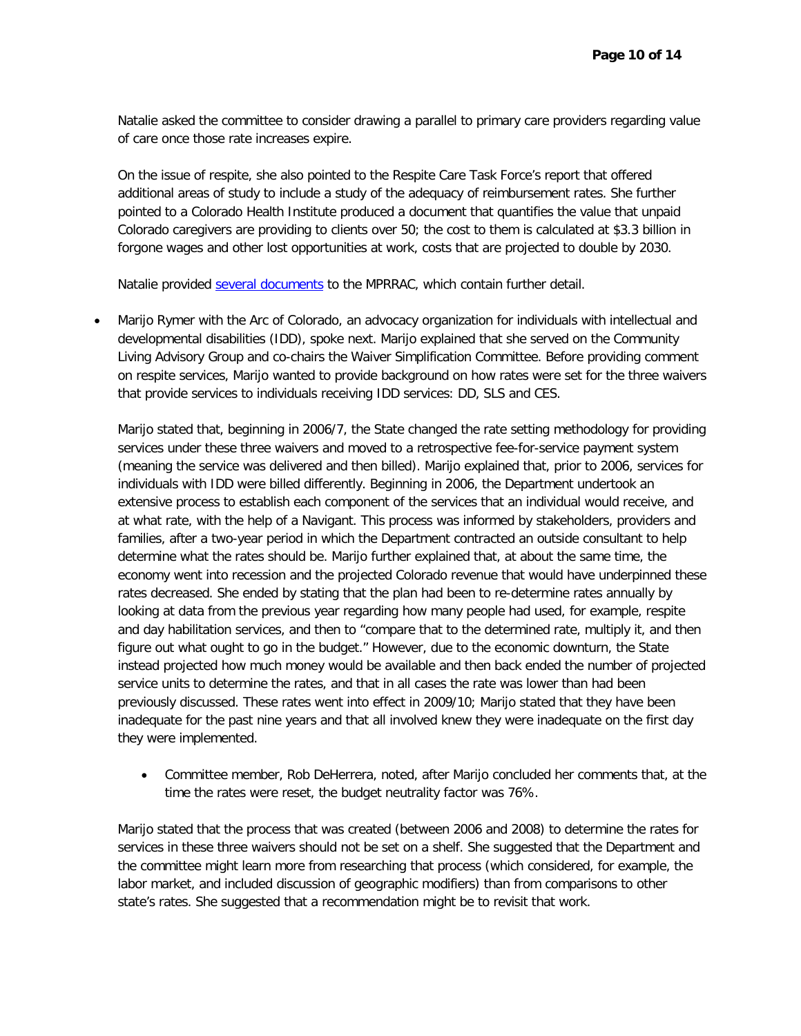Natalie asked the committee to consider drawing a parallel to primary care providers regarding value of care once those rate increases expire.

On the issue of respite, she also pointed to the Respite Care Task Force's report that offered additional areas of study to include a study of the adequacy of reimbursement rates. She further pointed to a Colorado Health Institute produced a document that quantifies the value that unpaid Colorado caregivers are providing to clients over 50; the cost to them is calculated at $3.3 billion in forgone wages and other lost opportunities at work, costs that are projected to double by 2030.

Natalie provided several documents to the MPRRAC, which contain further detail.

- Marijo Rymer with the Arc of Colorado, an advocacy organization for individuals with intellectual and developmental disabilities (IDD), spoke next. Marijo explained that she served on the Community Living Advisory Group and co-chairs the Waiver Simplification Committee. Before providing comment on respite services, Marijo wanted to provide background on how rates were set for the three waivers that provide services to individuals receiving IDD services: DD, SLS and CES.

  Marijo stated that, beginning in 2006/7, the State changed the rate setting methodology for providing services under these three waivers and moved to a retrospective fee-for-service payment system (meaning the service was delivered and then billed). Marijo explained that, prior to 2006, services for individuals with IDD were billed differently. Beginning in 2006, the Department undertook an extensive process to establish each component of the services that an individual would receive, and at what rate, with the help of a Navigant. This process was informed by stakeholders, providers and families, after a two-year period in which the Department contracted an outside consultant to help determine what the rates should be. Marijo further explained that, at about the same time, the economy went into recession and the projected Colorado revenue that would have underpinned these rates decreased. She ended by stating that the plan had been to re-determine rates annually by looking at data from the previous year regarding how many people had used, for example, respite and day habilitation services, and then to "compare that to the determined rate, multiply it, and then figure out what ought to go in the budget." However, due to the economic downturn, the State instead projected how much money would be available and then back ended the number of projected service units to determine the rates, and that in all cases the rate was lower than had been previously discussed. These rates went into effect in 2009/10; Marijo stated that they have been inadequate for the past nine years and that all involved knew they were inadequate on the first day they were implemented.

  - Committee member, Rob DeHerrera, noted, after Marijo concluded her comments that, at the time the rates were reset, the budget neutrality factor was 76%.

  Marijo stated that the process that was created (between 2006 and 2008) to determine the rates for services in these three waivers should not be set on a shelf. She suggested that the Department and the committee might learn more from researching that process (which considered, for example, the labor market, and included discussion of geographic modifiers) than from comparisons to other state's rates. She suggested that a recommendation might be to revisit that work.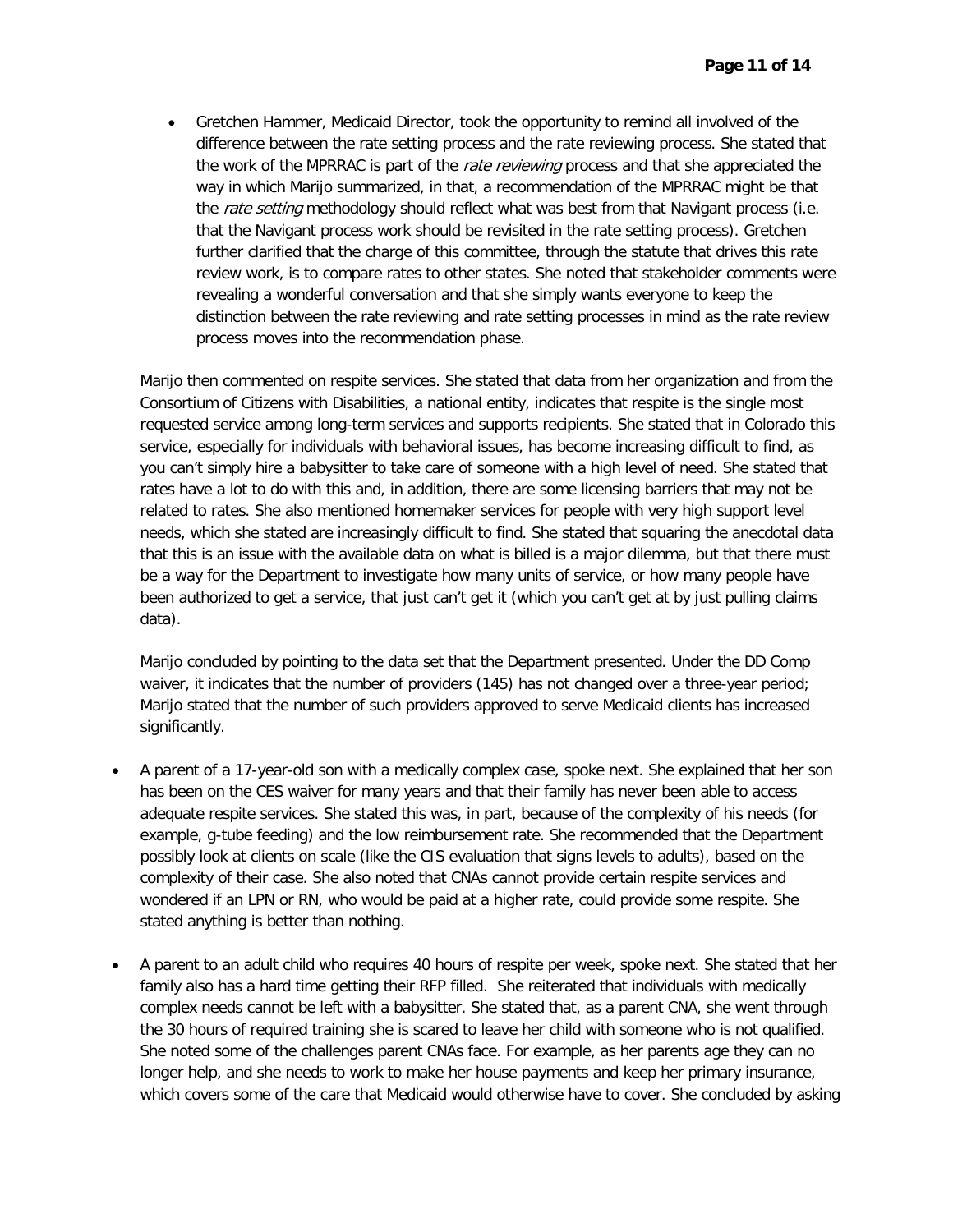- Gretchen Hammer, Medicaid Director, took the opportunity to remind all involved of the difference between the rate setting process and the rate reviewing process. She stated that the work of the MPRRAC is part of the *rate reviewing* process and that she appreciated the way in which Marijo summarized, in that, a recommendation of the MPRRAC might be that the *rate setting* methodology should reflect what was best from that Navigant process (i.e. that the Navigant process work should be revisited in the rate setting process). Gretchen further clarified that the charge of this committee, through the statute that drives this rate review work, is to compare rates to other states. She noted that stakeholder comments were revealing a wonderful conversation and that she simply wants everyone to keep the distinction between the rate reviewing and rate setting processes in mind as the rate review process moves into the recommendation phase.

Marijo then commented on respite services. She stated that data from her organization and from the Consortium of Citizens with Disabilities, a national entity, indicates that respite is the single most requested service among long-term services and supports recipients. She stated that in Colorado this service, especially for individuals with behavioral issues, has become increasing difficult to find, as you can't simply hire a babysitter to take care of someone with a high level of need. She stated that rates have a lot to do with this and, in addition, there are some licensing barriers that may not be related to rates. She also mentioned homemaker services for people with very high support level needs, which she stated are increasingly difficult to find. She stated that squaring the anecdotal data that this is an issue with the available data on what is billed is a major dilemma, but that there must be a way for the Department to investigate how many units of service, or how many people have been authorized to get a service, that just can't get it (which you can't get at by just pulling claims data).

Marijo concluded by pointing to the data set that the Department presented. Under the DD Comp waiver, it indicates that the number of providers (145) has not changed over a three-year period; Marijo stated that the number of such providers approved to serve Medicaid clients has increased significantly.

- A parent of a 17-year-old son with a medically complex case, spoke next. She explained that her son has been on the CES waiver for many years and that their family has never been able to access adequate respite services. She stated this was, in part, because of the complexity of his needs (for example, g-tube feeding) and the low reimbursement rate. She recommended that the Department possibly look at clients on scale (like the CIS evaluation that signs levels to adults), based on the complexity of their case. She also noted that CNAs cannot provide certain respite services and wondered if an LPN or RN, who would be paid at a higher rate, could provide some respite. She stated anything is better than nothing.

- A parent to an adult child who requires 40 hours of respite per week, spoke next. She stated that her family also has a hard time getting their RFP filled. She reiterated that individuals with medically complex needs cannot be left with a babysitter. She stated that, as a parent CNA, she went through the 30 hours of required training she is scared to leave her child with someone who is not qualified. She noted some of the challenges parent CNAs face. For example, as her parents age they can no longer help, and she needs to work to make her house payments and keep her primary insurance, which covers some of the care that Medicaid would otherwise have to cover. She concluded by asking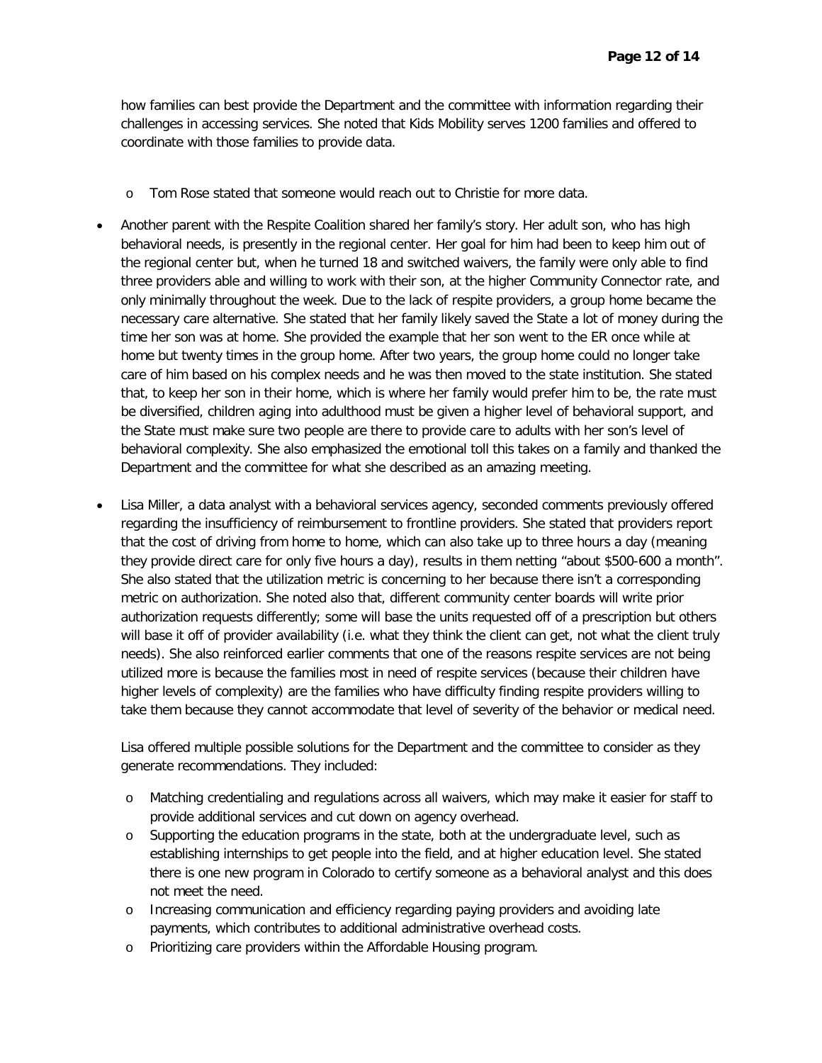how families can best provide the Department and the committee with information regarding their challenges in accessing services. She noted that Kids Mobility serves 1200 families and offered to coordinate with those families to provide data.

- Tom Rose stated that someone would reach out to Christie for more data.

- Another parent with the Respite Coalition shared her family's story. Her adult son, who has high behavioral needs, is presently in the regional center. Her goal for him had been to keep him out of the regional center but, when he turned 18 and switched waivers, the family were only able to find three providers able and willing to work with their son, at the higher Community Connector rate, and only minimally throughout the week. Due to the lack of respite providers, a group home became the necessary care alternative. She stated that her family likely saved the State a lot of money during the time her son was at home. She provided the example that her son went to the ER once while at home but twenty times in the group home. After two years, the group home could no longer take care of him based on his complex needs and he was then moved to the state institution. She stated that, to keep her son in their home, which is where her family would prefer him to be, the rate must be diversified, children aging into adulthood must be given a higher level of behavioral support, and the State must make sure two people are there to provide care to adults with her son's level of behavioral complexity. She also emphasized the emotional toll this takes on a family and thanked the Department and the committee for what she described as an amazing meeting.

- Lisa Miller, a data analyst with a behavioral services agency, seconded comments previously offered regarding the insufficiency of reimbursement to frontline providers. She stated that providers report that the cost of driving from home to home, which can also take up to three hours a day (meaning they provide direct care for only five hours a day), results in them netting "about $500-600 a month". She also stated that the utilization metric is concerning to her because there isn't a corresponding metric on authorization. She noted also that, different community center boards will write prior authorization requests differently; some will base the units requested off of a prescription but others will base it off of provider availability (i.e. what they think the client can get, not what the client truly needs). She also reinforced earlier comments that one of the reasons respite services are not being utilized more is because the families most in need of respite services (because their children have higher levels of complexity) are the families who have difficulty finding respite providers willing to take them because they cannot accommodate that level of severity of the behavior or medical need.

  Lisa offered multiple possible solutions for the Department and the committee to consider as they generate recommendations. They included:

  - Matching credentialing and regulations across all waivers, which may make it easier for staff to provide additional services and cut down on agency overhead.
  - Supporting the education programs in the state, both at the undergraduate level, such as establishing internships to get people into the field, and at higher education level. She stated there is one new program in Colorado to certify someone as a behavioral analyst and this does not meet the need.
  - Increasing communication and efficiency regarding paying providers and avoiding late payments, which contributes to additional administrative overhead costs.
  - Prioritizing care providers within the Affordable Housing program.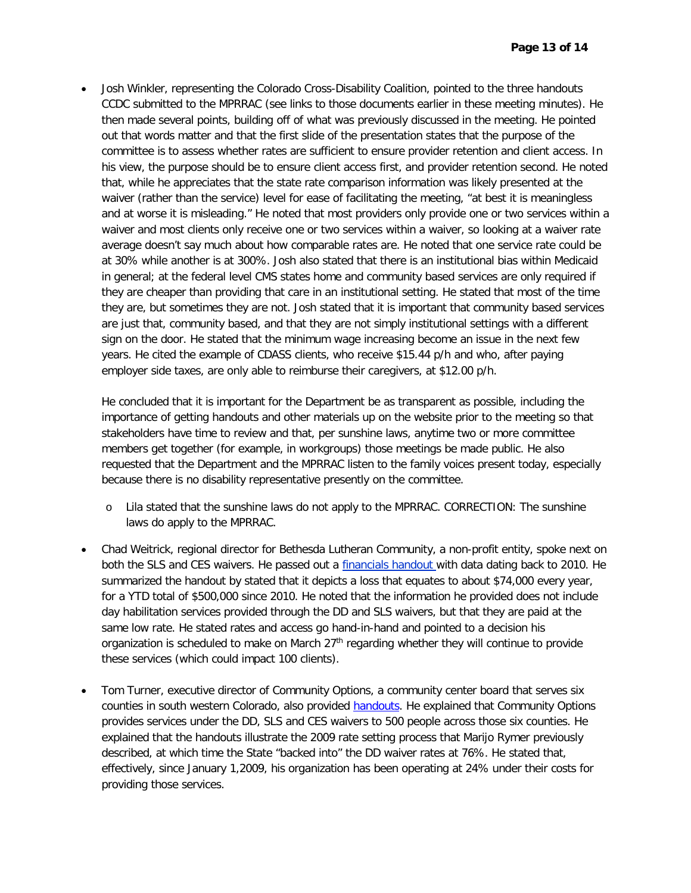- Josh Winkler, representing the Colorado Cross-Disability Coalition, pointed to the three handouts CCDC submitted to the MPRRAC (see links to those documents earlier in these meeting minutes). He then made several points, building off of what was previously discussed in the meeting. He pointed out that words matter and that the first slide of the presentation states that the purpose of the committee is to assess whether rates are sufficient to ensure provider retention and client access. In his view, the purpose should be to ensure client access first, and provider retention second. He noted that, while he appreciates that the state rate comparison information was likely presented at the waiver (rather than the service) level for ease of facilitating the meeting, "at best it is meaningless and at worse it is misleading." He noted that most providers only provide one or two services within a waiver and most clients only receive one or two services within a waiver, so looking at a waiver rate average doesn't say much about how comparable rates are. He noted that one service rate could be at 30% while another is at 300%. Josh also stated that there is an institutional bias within Medicaid in general; at the federal level CMS states home and community based services are only required if they are cheaper than providing that care in an institutional setting. He stated that most of the time they are, but sometimes they are not. Josh stated that it is important that community based services are just that, community based, and that they are not simply institutional settings with a different sign on the door. He stated that the minimum wage increasing become an issue in the next few years. He cited the example of CDASS clients, who receive $15.44 p/h and who, after paying employer side taxes, are only able to reimburse their caregivers, at $12.00 p/h.

  He concluded that it is important for the Department be as transparent as possible, including the importance of getting handouts and other materials up on the website prior to the meeting so that stakeholders have time to review and that, per sunshine laws, anytime two or more committee members get together (for example, in workgroups) those meetings be made public. He also requested that the Department and the MPRRAC listen to the family voices present today, especially because there is no disability representative presently on the committee.

  - Lila stated that the sunshine laws do not apply to the MPRRAC. CORRECTION: The sunshine laws do apply to the MPRRAC.

- Chad Weitrick, regional director for Bethesda Lutheran Community, a non-profit entity, spoke next on both the SLS and CES waivers. He passed out a [financials handout](#) with data dating back to 2010. He summarized the handout by stated that it depicts a loss that equates to about $74,000 every year, for a YTD total of $500,000 since 2010. He noted that the information he provided does not include day habilitation services provided through the DD and SLS waivers, but that they are paid at the same low rate. He stated rates and access go hand-in-hand and pointed to a decision his organization is scheduled to make on March 27th regarding whether they will continue to provide these services (which could impact 100 clients).

- Tom Turner, executive director of Community Options, a community center board that serves six counties in south western Colorado, also provided [handouts](#). He explained that Community Options provides services under the DD, SLS and CES waivers to 500 people across those six counties. He explained that the handouts illustrate the 2009 rate setting process that Marijo Rymer previously described, at which time the State "backed into" the DD waiver rates at 76%. He stated that, effectively, since January 1,2009, his organization has been operating at 24% under their costs for providing those services.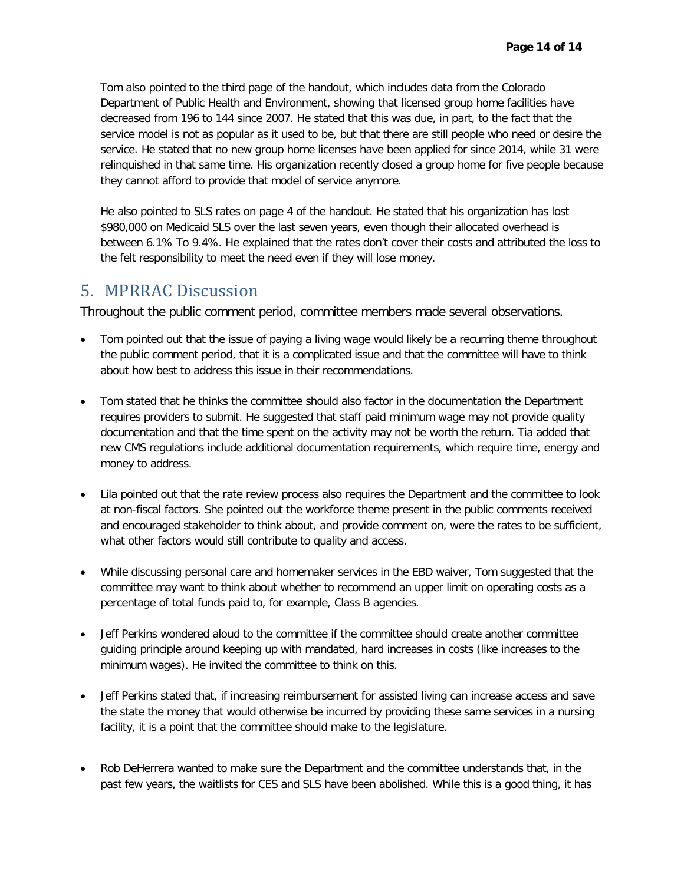Tom also pointed to the third page of the handout, which includes data from the Colorado Department of Public Health and Environment, showing that licensed group home facilities have decreased from 196 to 144 since 2007. He stated that this was due, in part, to the fact that the service model is not as popular as it used to be, but that there are still people who need or desire the service. He stated that no new group home licenses have been applied for since 2014, while 31 were relinquished in that same time. His organization recently closed a group home for five people because they cannot afford to provide that model of service anymore.

He also pointed to SLS rates on page 4 of the handout. He stated that his organization has lost $980,000 on Medicaid SLS over the last seven years, even though their allocated overhead is between 6.1% To 9.4%. He explained that the rates don't cover their costs and attributed the loss to the felt responsibility to meet the need even if they will lose money.

## 5. MPRRAC Discussion

Throughout the public comment period, committee members made several observations.

- Tom pointed out that the issue of paying a living wage would likely be a recurring theme throughout the public comment period, that it is a complicated issue and that the committee will have to think about how best to address this issue in their recommendations.

- Tom stated that he thinks the committee should also factor in the documentation the Department requires providers to submit. He suggested that staff paid minimum wage may not provide quality documentation and that the time spent on the activity may not be worth the return. Tia added that new CMS regulations include additional documentation requirements, which require time, energy and money to address.

- Lila pointed out that the rate review process also requires the Department and the committee to look at non-fiscal factors. She pointed out the workforce theme present in the public comments received and encouraged stakeholder to think about, and provide comment on, were the rates to be sufficient, what other factors would still contribute to quality and access.

- While discussing personal care and homemaker services in the EBD waiver, Tom suggested that the committee may want to think about whether to recommend an upper limit on operating costs as a percentage of total funds paid to, for example, Class B agencies.

- Jeff Perkins wondered aloud to the committee if the committee should create another committee guiding principle around keeping up with mandated, hard increases in costs (like increases to the minimum wages). He invited the committee to think on this.

- Jeff Perkins stated that, if increasing reimbursement for assisted living can increase access and save the state the money that would otherwise be incurred by providing these same services in a nursing facility, it is a point that the committee should make to the legislature.

- Rob DeHerrera wanted to make sure the Department and the committee understands that, in the past few years, the waitlists for CES and SLS have been abolished. While this is a good thing, it has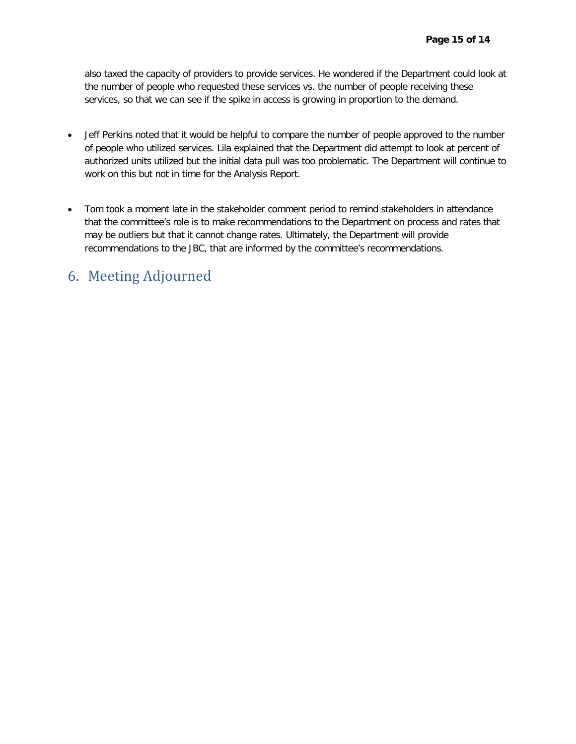also taxed the capacity of providers to provide services. He wondered if the Department could look at the number of people who requested these services vs. the number of people receiving these services, so that we can see if the spike in access is growing in proportion to the demand.

- Jeff Perkins noted that it would be helpful to compare the number of people approved to the number of people who utilized services. Lila explained that the Department did attempt to look at percent of authorized units utilized but the initial data pull was too problematic. The Department will continue to work on this but not in time for the Analysis Report.

- Tom took a moment late in the stakeholder comment period to remind stakeholders in attendance that the committee's role is to make recommendations to the Department on process and rates that may be outliers but that it cannot change rates. Ultimately, the Department will provide recommendations to the JBC, that are informed by the committee's recommendations.

## 6. Meeting Adjourned